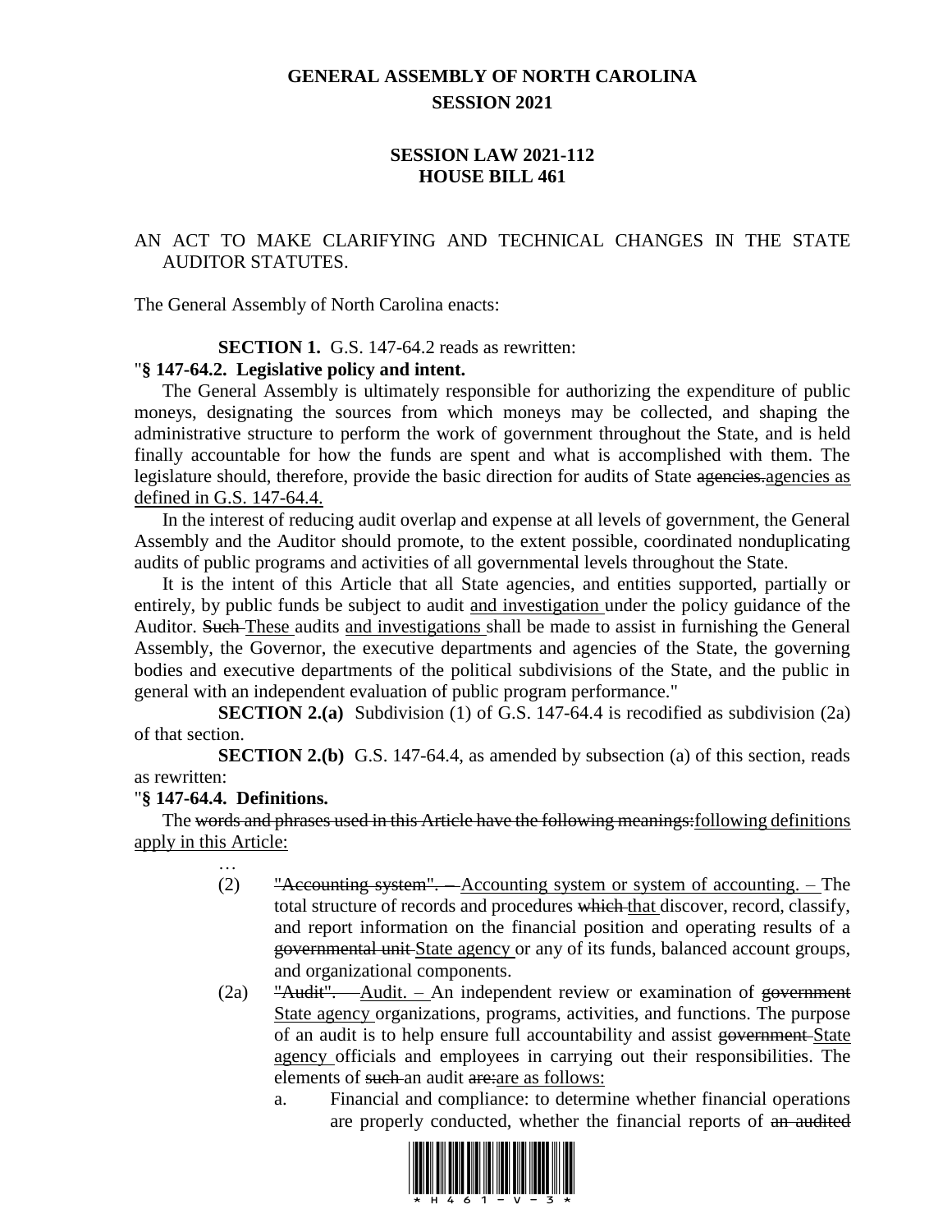# GENERAL ASSEMBLY OF NORTH CAROLINA
## SESSION 2021

## SESSION LAW 2021-112
## HOUSE BILL 461

AN ACT TO MAKE CLARIFYING AND TECHNICAL CHANGES IN THE STATE AUDITOR STATUTES.

The General Assembly of North Carolina enacts:

**SECTION 1.** G.S. 147-64.2 reads as rewritten:

"**§ 147-64.2. Legislative policy and intent.**

The General Assembly is ultimately responsible for authorizing the expenditure of public moneys, designating the sources from which moneys may be collected, and shaping the administrative structure to perform the work of government throughout the State, and is held finally accountable for how the funds are spent and what is accomplished with them. The legislature should, therefore, provide the basic direction for audits of State ~~agencies.~~<u>agencies as defined in G.S. 147-64.4.</u>

In the interest of reducing audit overlap and expense at all levels of government, the General Assembly and the Auditor should promote, to the extent possible, coordinated nonduplicating audits of public programs and activities of all governmental levels throughout the State.

It is the intent of this Article that all State agencies, and entities supported, partially or entirely, by public funds be subject to audit <u>and investigation</u> under the policy guidance of the Auditor. ~~Such~~ <u>These</u> audits <u>and investigations</u> shall be made to assist in furnishing the General Assembly, the Governor, the executive departments and agencies of the State, the governing bodies and executive departments of the political subdivisions of the State, and the public in general with an independent evaluation of public program performance."

**SECTION 2.(a)** Subdivision (1) of G.S. 147-64.4 is recodified as subdivision (2a) of that section.

**SECTION 2.(b)** G.S. 147-64.4, as amended by subsection (a) of this section, reads as rewritten:

"**§ 147-64.4. Definitions.**

The ~~words and phrases used in this Article have the following meanings:~~<u>following definitions apply in this Article:</u>

…

(2) ~~"Accounting system". –~~ <u>Accounting system or system of accounting. –</u> The total structure of records and procedures ~~which~~ <u>that</u> discover, record, classify, and report information on the financial position and operating results of a ~~governmental unit~~ <u>State agency</u> or any of its funds, balanced account groups, and organizational components.

(2a) ~~"Audit". –~~ <u>Audit. –</u> An independent review or examination of ~~government~~ <u>State agency</u> organizations, programs, activities, and functions. The purpose of an audit is to help ensure full accountability and assist ~~government~~ <u>State agency</u> officials and employees in carrying out their responsibilities. The elements of ~~such~~ an audit ~~are:~~<u>are as follows:</u>

a. Financial and compliance: to determine whether financial operations are properly conducted, whether the financial reports of ~~an audited~~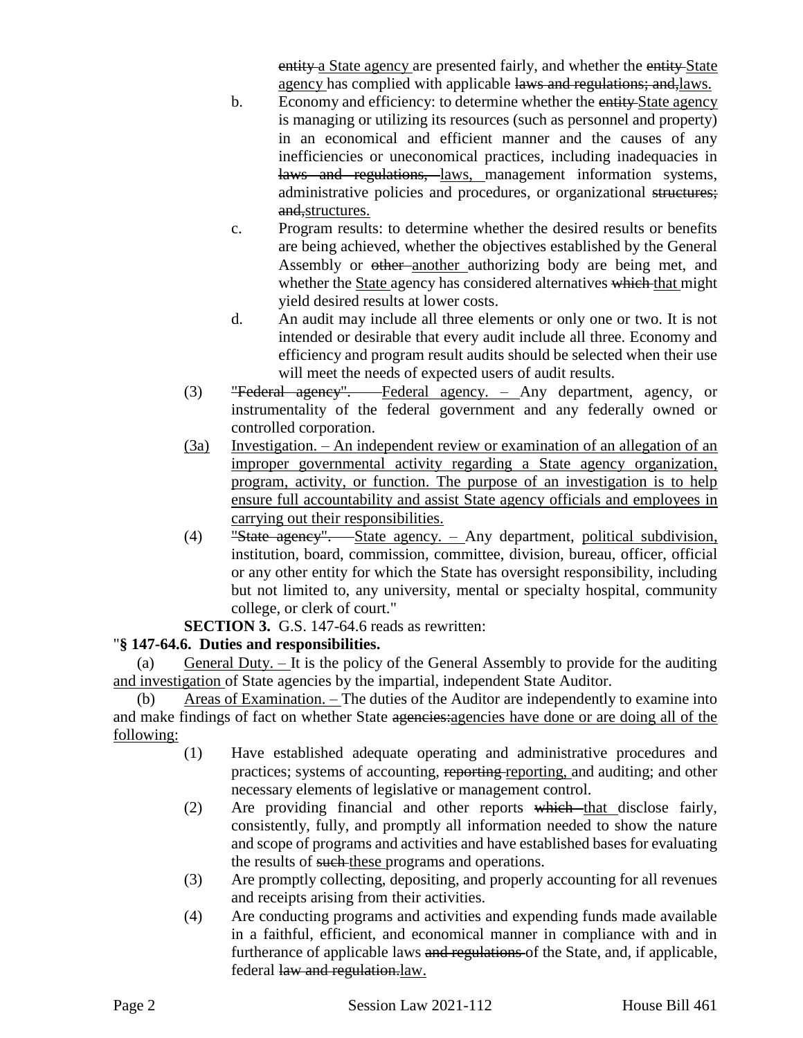~~entity~~ <u>a State agency</u> are presented fairly, and whether the ~~entity~~ <u>State agency</u> has complied with applicable ~~laws and regulations; and,~~<u>laws.</u>

b. Economy and efficiency: to determine whether the ~~entity~~ <u>State agency</u> is managing or utilizing its resources (such as personnel and property) in an economical and efficient manner and the causes of any inefficiencies or uneconomical practices, including inadequacies in ~~laws and regulations,~~ <u>laws,</u> management information systems, administrative policies and procedures, or organizational ~~structures; and,~~<u>structures.</u>

c. Program results: to determine whether the desired results or benefits are being achieved, whether the objectives established by the General Assembly or ~~other~~ <u>another</u> authorizing body are being met, and whether the <u>State</u> agency has considered alternatives ~~which~~ <u>that</u> might yield desired results at lower costs.

d. An audit may include all three elements or only one or two. It is not intended or desirable that every audit include all three. Economy and efficiency and program result audits should be selected when their use will meet the needs of expected users of audit results.

(3) ~~"Federal agency".~~ <u>Federal agency. –</u> Any department, agency, or instrumentality of the federal government and any federally owned or controlled corporation.

<u>(3a) Investigation. – An independent review or examination of an allegation of an improper governmental activity regarding a State agency organization, program, activity, or function. The purpose of an investigation is to help ensure full accountability and assist State agency officials and employees in carrying out their responsibilities.</u>

(4) ~~"State agency".~~ <u>State agency. –</u> Any department, <u>political subdivision,</u> institution, board, commission, committee, division, bureau, officer, official or any other entity for which the State has oversight responsibility, including but not limited to, any university, mental or specialty hospital, community college, or clerk of court."

**SECTION 3.** G.S. 147-64.6 reads as rewritten:

"**§ 147-64.6. Duties and responsibilities.**

(a) <u>General Duty. –</u> It is the policy of the General Assembly to provide for the auditing <u>and investigation</u> of State agencies by the impartial, independent State Auditor.

(b) <u>Areas of Examination. –</u> The duties of the Auditor are independently to examine into and make findings of fact on whether State ~~agencies:~~<u>agencies have done or are doing all of the following:</u>

(1) Have established adequate operating and administrative procedures and practices; systems of accounting, ~~reporting~~ <u>reporting,</u> and auditing; and other necessary elements of legislative or management control.

(2) Are providing financial and other reports ~~which~~ <u>that</u> disclose fairly, consistently, fully, and promptly all information needed to show the nature and scope of programs and activities and have established bases for evaluating the results of ~~such~~ <u>these</u> programs and operations.

(3) Are promptly collecting, depositing, and properly accounting for all revenues and receipts arising from their activities.

(4) Are conducting programs and activities and expending funds made available in a faithful, efficient, and economical manner in compliance with and in furtherance of applicable laws ~~and regulations~~ of the State, and, if applicable, federal ~~law and regulation.~~<u>law.</u>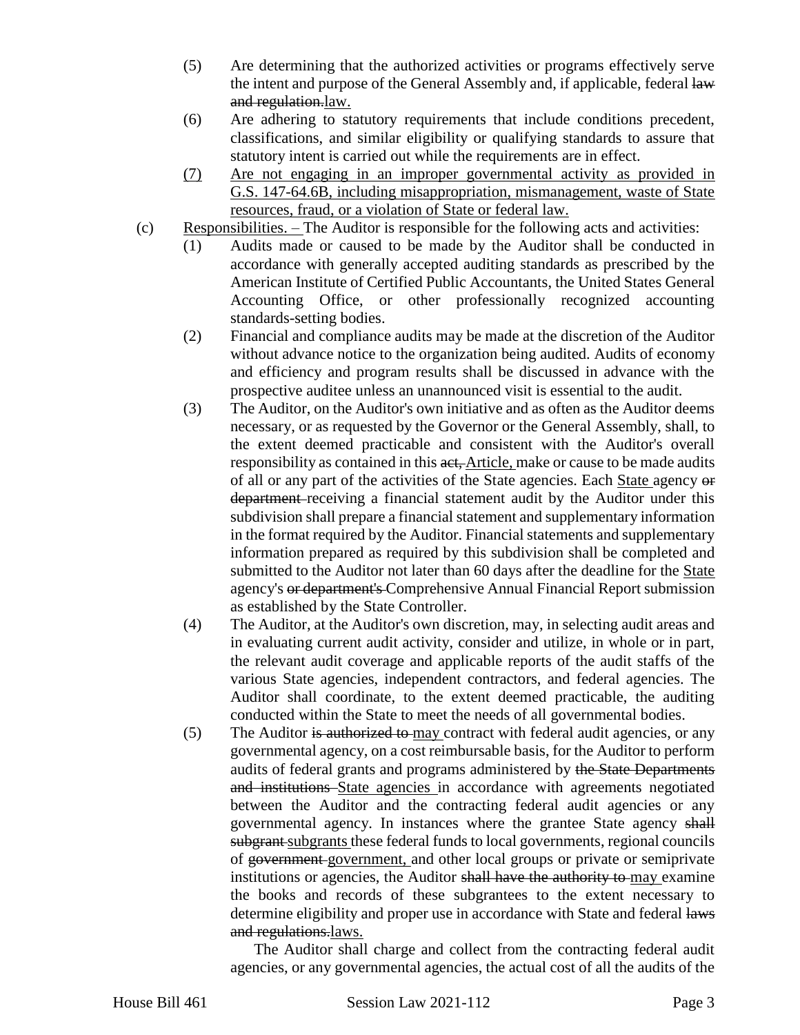(5) Are determining that the authorized activities or programs effectively serve the intent and purpose of the General Assembly and, if applicable, federal ~~law and regulation.~~ law.

(6) Are adhering to statutory requirements that include conditions precedent, classifications, and similar eligibility or qualifying standards to assure that statutory intent is carried out while the requirements are in effect.

(7) Are not engaging in an improper governmental activity as provided in G.S. 147-64.6B, including misappropriation, mismanagement, waste of State resources, fraud, or a violation of State or federal law.

(c) Responsibilities. – The Auditor is responsible for the following acts and activities:

(1) Audits made or caused to be made by the Auditor shall be conducted in accordance with generally accepted auditing standards as prescribed by the American Institute of Certified Public Accountants, the United States General Accounting Office, or other professionally recognized accounting standards-setting bodies.

(2) Financial and compliance audits may be made at the discretion of the Auditor without advance notice to the organization being audited. Audits of economy and efficiency and program results shall be discussed in advance with the prospective auditee unless an unannounced visit is essential to the audit.

(3) The Auditor, on the Auditor's own initiative and as often as the Auditor deems necessary, or as requested by the Governor or the General Assembly, shall, to the extent deemed practicable and consistent with the Auditor's overall responsibility as contained in this ~~act,~~ Article, make or cause to be made audits of all or any part of the activities of the State agencies. Each State agency ~~or department~~ receiving a financial statement audit by the Auditor under this subdivision shall prepare a financial statement and supplementary information in the format required by the Auditor. Financial statements and supplementary information prepared as required by this subdivision shall be completed and submitted to the Auditor not later than 60 days after the deadline for the State agency's ~~or department's~~ Comprehensive Annual Financial Report submission as established by the State Controller.

(4) The Auditor, at the Auditor's own discretion, may, in selecting audit areas and in evaluating current audit activity, consider and utilize, in whole or in part, the relevant audit coverage and applicable reports of the audit staffs of the various State agencies, independent contractors, and federal agencies. The Auditor shall coordinate, to the extent deemed practicable, the auditing conducted within the State to meet the needs of all governmental bodies.

(5) The Auditor ~~is authorized to~~ may contract with federal audit agencies, or any governmental agency, on a cost reimbursable basis, for the Auditor to perform audits of federal grants and programs administered by ~~the State Departments and institutions~~ State agencies in accordance with agreements negotiated between the Auditor and the contracting federal audit agencies or any governmental agency. In instances where the grantee State agency ~~shall subgrant~~ subgrants these federal funds to local governments, regional councils of ~~government~~ government, and other local groups or private or semiprivate institutions or agencies, the Auditor ~~shall have the authority to~~ may examine the books and records of these subgrantees to the extent necessary to determine eligibility and proper use in accordance with State and federal ~~laws and regulations.~~ laws.

The Auditor shall charge and collect from the contracting federal audit agencies, or any governmental agencies, the actual cost of all the audits of the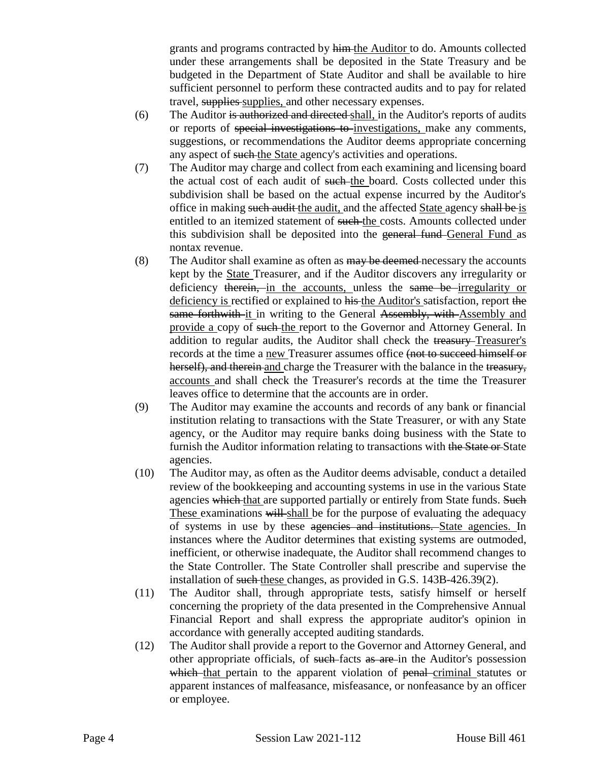grants and programs contracted by ~~him~~ <u>the Auditor</u> to do. Amounts collected under these arrangements shall be deposited in the State Treasury and be budgeted in the Department of State Auditor and shall be available to hire sufficient personnel to perform these contracted audits and to pay for related travel, ~~supplies~~ <u>supplies,</u> and other necessary expenses.

(6) The Auditor ~~is authorized and directed~~ <u>shall,</u> in the Auditor's reports of audits or reports of ~~special investigations to~~ <u>investigations,</u> make any comments, suggestions, or recommendations the Auditor deems appropriate concerning any aspect of ~~such~~ <u>the State</u> agency's activities and operations.

(7) The Auditor may charge and collect from each examining and licensing board the actual cost of each audit of ~~such~~ <u>the</u> board. Costs collected under this subdivision shall be based on the actual expense incurred by the Auditor's office in making ~~such audit~~ <u>the audit,</u> and the affected <u>State</u> agency ~~shall be~~ <u>is</u> entitled to an itemized statement of ~~such~~ <u>the</u> costs. Amounts collected under this subdivision shall be deposited into the ~~general fund~~ <u>General Fund</u> as nontax revenue.

(8) The Auditor shall examine as often as ~~may be deemed~~ necessary the accounts kept by the <u>State</u> Treasurer, and if the Auditor discovers any irregularity or deficiency ~~therein,~~ <u>in the accounts,</u> unless the ~~same be~~ <u>irregularity or deficiency is</u> rectified or explained to ~~his~~ <u>the Auditor's</u> satisfaction, report ~~the same forthwith~~ <u>it</u> in writing to the General ~~Assembly, with~~ <u>Assembly and provide a</u> copy of ~~such~~ <u>the</u> report to the Governor and Attorney General. In addition to regular audits, the Auditor shall check the ~~treasury~~ <u>Treasurer's</u> records at the time a <u>new</u> Treasurer assumes office ~~(not to succeed himself or herself), and therein~~ <u>and</u> charge the Treasurer with the balance in the ~~treasury,~~ <u>accounts</u> and shall check the Treasurer's records at the time the Treasurer leaves office to determine that the accounts are in order.

(9) The Auditor may examine the accounts and records of any bank or financial institution relating to transactions with the State Treasurer, or with any State agency, or the Auditor may require banks doing business with the State to furnish the Auditor information relating to transactions with ~~the State or~~ State agencies.

(10) The Auditor may, as often as the Auditor deems advisable, conduct a detailed review of the bookkeeping and accounting systems in use in the various State agencies ~~which~~ <u>that</u> are supported partially or entirely from State funds. ~~Such~~ <u>These</u> examinations ~~will~~ <u>shall</u> be for the purpose of evaluating the adequacy of systems in use by these ~~agencies and institutions.~~ <u>State agencies.</u> In instances where the Auditor determines that existing systems are outmoded, inefficient, or otherwise inadequate, the Auditor shall recommend changes to the State Controller. The State Controller shall prescribe and supervise the installation of ~~such~~ <u>these</u> changes, as provided in G.S. 143B-426.39(2).

(11) The Auditor shall, through appropriate tests, satisfy himself or herself concerning the propriety of the data presented in the Comprehensive Annual Financial Report and shall express the appropriate auditor's opinion in accordance with generally accepted auditing standards.

(12) The Auditor shall provide a report to the Governor and Attorney General, and other appropriate officials, of ~~such~~ facts ~~as are~~ in the Auditor's possession ~~which~~ <u>that</u> pertain to the apparent violation of ~~penal~~ <u>criminal</u> statutes or apparent instances of malfeasance, misfeasance, or nonfeasance by an officer or employee.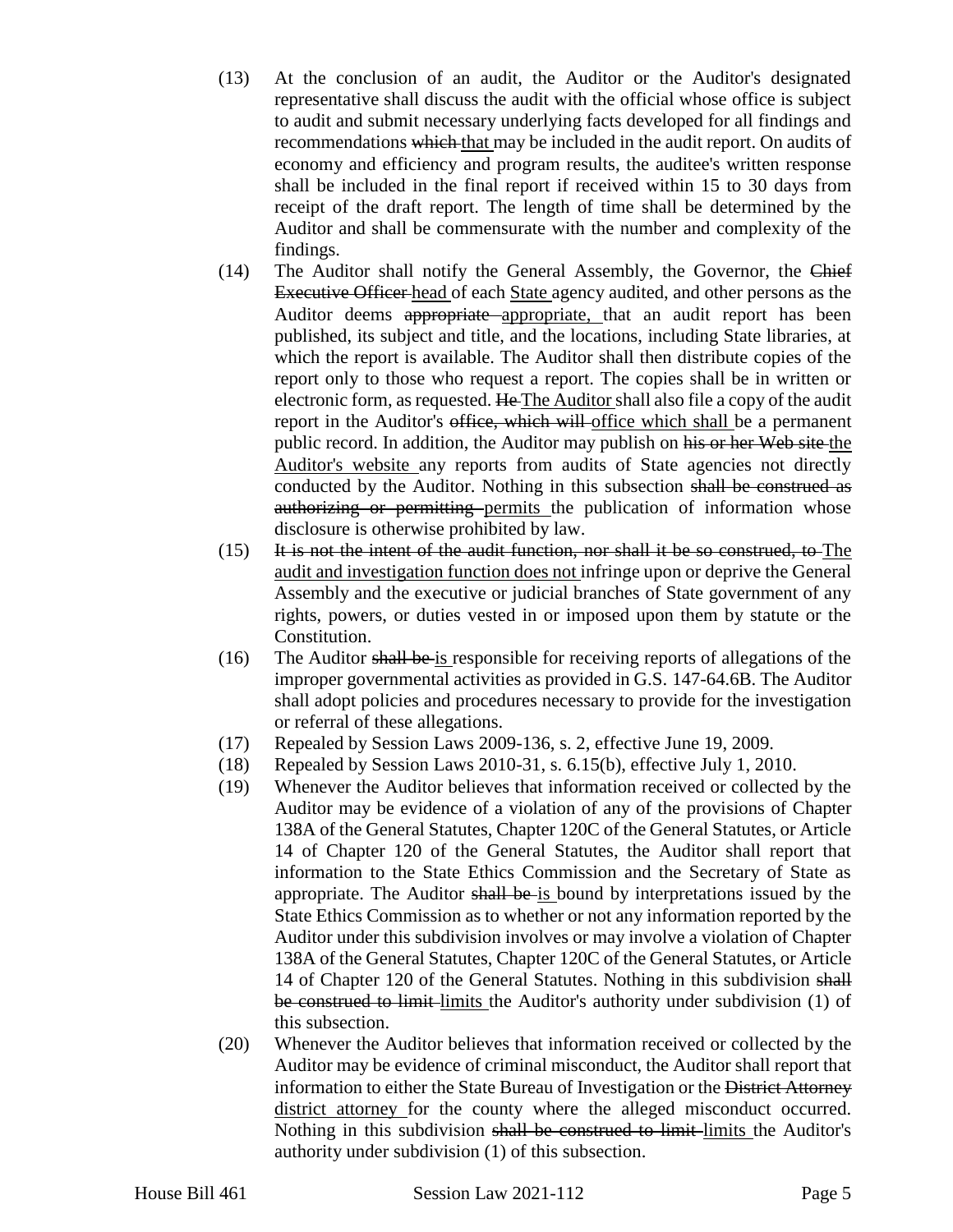(13) At the conclusion of an audit, the Auditor or the Auditor's designated representative shall discuss the audit with the official whose office is subject to audit and submit necessary underlying facts developed for all findings and recommendations ~~which~~ that may be included in the audit report. On audits of economy and efficiency and program results, the auditee's written response shall be included in the final report if received within 15 to 30 days from receipt of the draft report. The length of time shall be determined by the Auditor and shall be commensurate with the number and complexity of the findings.

(14) The Auditor shall notify the General Assembly, the Governor, the ~~Chief Executive Officer~~ head of each State agency audited, and other persons as the Auditor deems ~~appropriate~~ appropriate, that an audit report has been published, its subject and title, and the locations, including State libraries, at which the report is available. The Auditor shall then distribute copies of the report only to those who request a report. The copies shall be in written or electronic form, as requested. ~~He~~ The Auditor shall also file a copy of the audit report in the Auditor's ~~office, which will~~ office which shall be a permanent public record. In addition, the Auditor may publish on ~~his or her Web site~~ the Auditor's website any reports from audits of State agencies not directly conducted by the Auditor. Nothing in this subsection ~~shall be construed as authorizing or permitting~~ permits the publication of information whose disclosure is otherwise prohibited by law.

(15) ~~It is not the intent of the audit function, nor shall it be so construed, to~~ The audit and investigation function does not infringe upon or deprive the General Assembly and the executive or judicial branches of State government of any rights, powers, or duties vested in or imposed upon them by statute or the Constitution.

(16) The Auditor ~~shall be~~ is responsible for receiving reports of allegations of the improper governmental activities as provided in G.S. 147-64.6B. The Auditor shall adopt policies and procedures necessary to provide for the investigation or referral of these allegations.

(17) Repealed by Session Laws 2009-136, s. 2, effective June 19, 2009.

(18) Repealed by Session Laws 2010-31, s. 6.15(b), effective July 1, 2010.

(19) Whenever the Auditor believes that information received or collected by the Auditor may be evidence of a violation of any of the provisions of Chapter 138A of the General Statutes, Chapter 120C of the General Statutes, or Article 14 of Chapter 120 of the General Statutes, the Auditor shall report that information to the State Ethics Commission and the Secretary of State as appropriate. The Auditor ~~shall be~~ is bound by interpretations issued by the State Ethics Commission as to whether or not any information reported by the Auditor under this subdivision involves or may involve a violation of Chapter 138A of the General Statutes, Chapter 120C of the General Statutes, or Article 14 of Chapter 120 of the General Statutes. Nothing in this subdivision ~~shall be construed to limit~~ limits the Auditor's authority under subdivision (1) of this subsection.

(20) Whenever the Auditor believes that information received or collected by the Auditor may be evidence of criminal misconduct, the Auditor shall report that information to either the State Bureau of Investigation or the ~~District Attorney~~ district attorney for the county where the alleged misconduct occurred. Nothing in this subdivision ~~shall be construed to limit~~ limits the Auditor's authority under subdivision (1) of this subsection.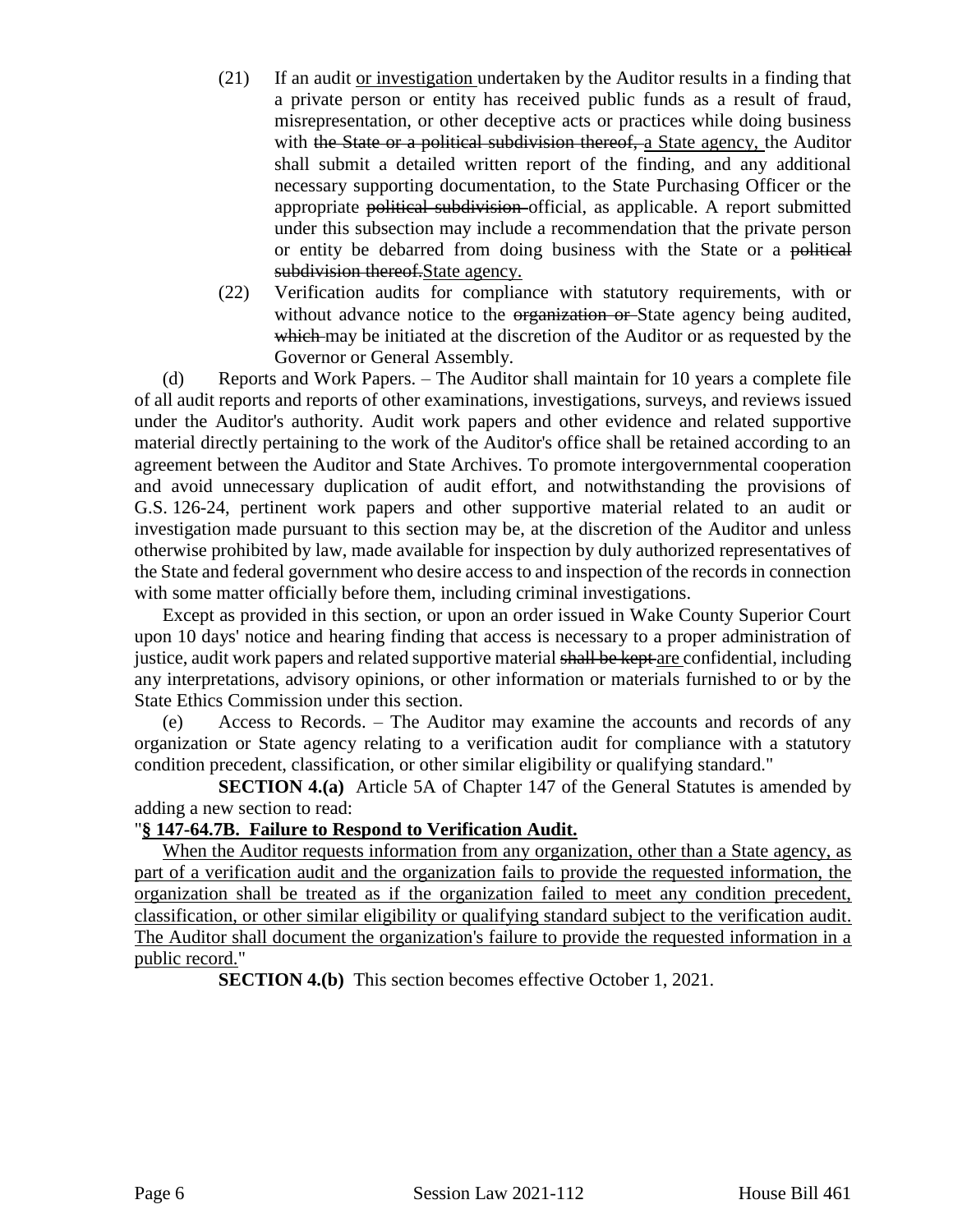(21) If an audit <u>or investigation</u> undertaken by the Auditor results in a finding that a private person or entity has received public funds as a result of fraud, misrepresentation, or other deceptive acts or practices while doing business with ~~the State or a political subdivision thereof,~~ <u>a State agency,</u> the Auditor shall submit a detailed written report of the finding, and any additional necessary supporting documentation, to the State Purchasing Officer or the appropriate ~~political subdivision~~ official, as applicable. A report submitted under this subsection may include a recommendation that the private person or entity be debarred from doing business with the State or a ~~political subdivision thereof.~~<u>State agency.</u>

(22) Verification audits for compliance with statutory requirements, with or without advance notice to the ~~organization or~~ State agency being audited, ~~which~~ may be initiated at the discretion of the Auditor or as requested by the Governor or General Assembly.

(d) Reports and Work Papers. – The Auditor shall maintain for 10 years a complete file of all audit reports and reports of other examinations, investigations, surveys, and reviews issued under the Auditor's authority. Audit work papers and other evidence and related supportive material directly pertaining to the work of the Auditor's office shall be retained according to an agreement between the Auditor and State Archives. To promote intergovernmental cooperation and avoid unnecessary duplication of audit effort, and notwithstanding the provisions of G.S. 126-24, pertinent work papers and other supportive material related to an audit or investigation made pursuant to this section may be, at the discretion of the Auditor and unless otherwise prohibited by law, made available for inspection by duly authorized representatives of the State and federal government who desire access to and inspection of the records in connection with some matter officially before them, including criminal investigations.

Except as provided in this section, or upon an order issued in Wake County Superior Court upon 10 days' notice and hearing finding that access is necessary to a proper administration of justice, audit work papers and related supportive material ~~shall be kept~~ <u>are</u> confidential, including any interpretations, advisory opinions, or other information or materials furnished to or by the State Ethics Commission under this section.

(e) Access to Records. – The Auditor may examine the accounts and records of any organization or State agency relating to a verification audit for compliance with a statutory condition precedent, classification, or other similar eligibility or qualifying standard."

**SECTION 4.(a)** Article 5A of Chapter 147 of the General Statutes is amended by adding a new section to read:

"**<u>§ 147-64.7B. Failure to Respond to Verification Audit.</u>**

<u>When the Auditor requests information from any organization, other than a State agency, as part of a verification audit and the organization fails to provide the requested information, the organization shall be treated as if the organization failed to meet any condition precedent, classification, or other similar eligibility or qualifying standard subject to the verification audit. The Auditor shall document the organization's failure to provide the requested information in a public record.</u>"

**SECTION 4.(b)** This section becomes effective October 1, 2021.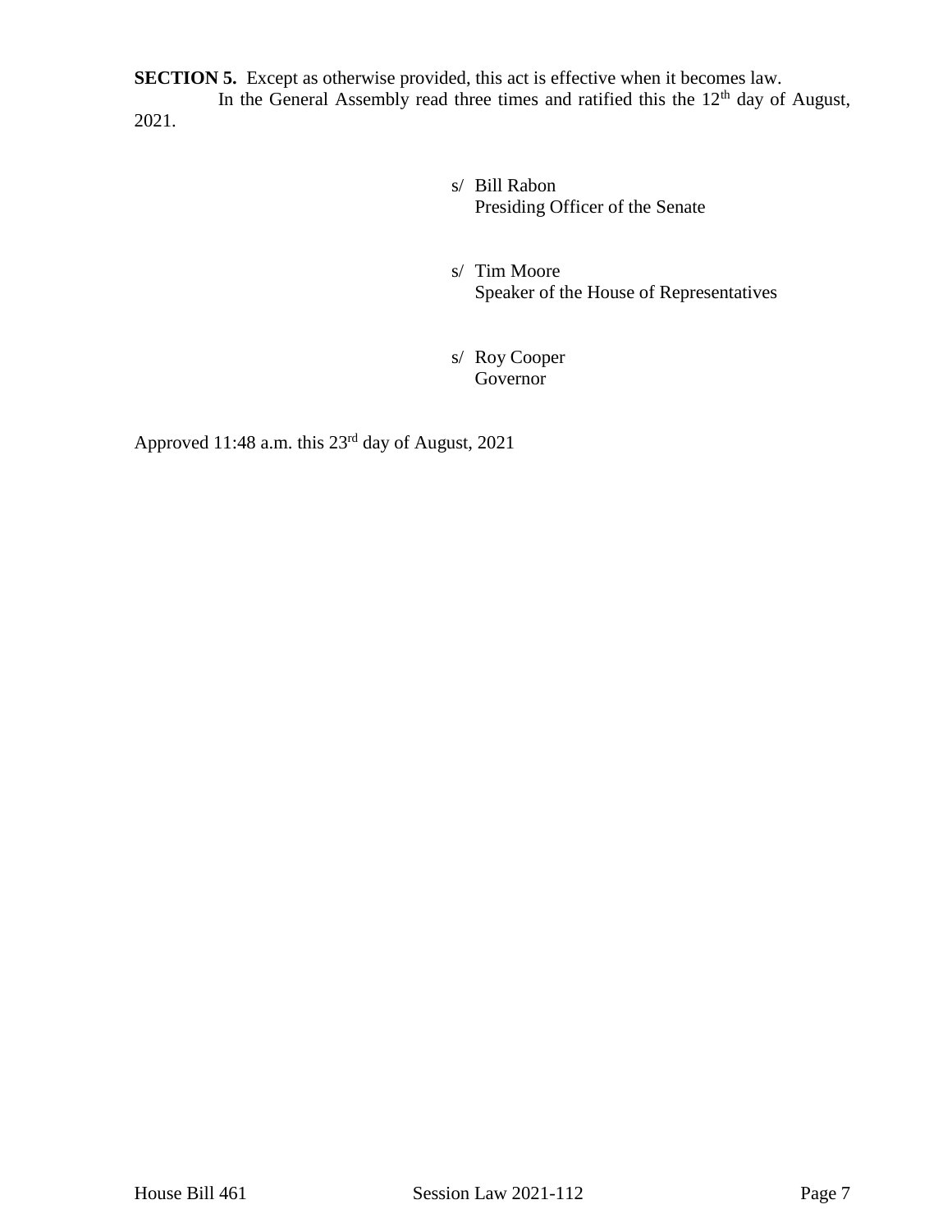**SECTION 5.** Except as otherwise provided, this act is effective when it becomes law.

In the General Assembly read three times and ratified this the 12th day of August, 2021.

s/ Bill Rabon
Presiding Officer of the Senate

s/ Tim Moore
Speaker of the House of Representatives

s/ Roy Cooper
Governor

Approved 11:48 a.m. this 23rd day of August, 2021